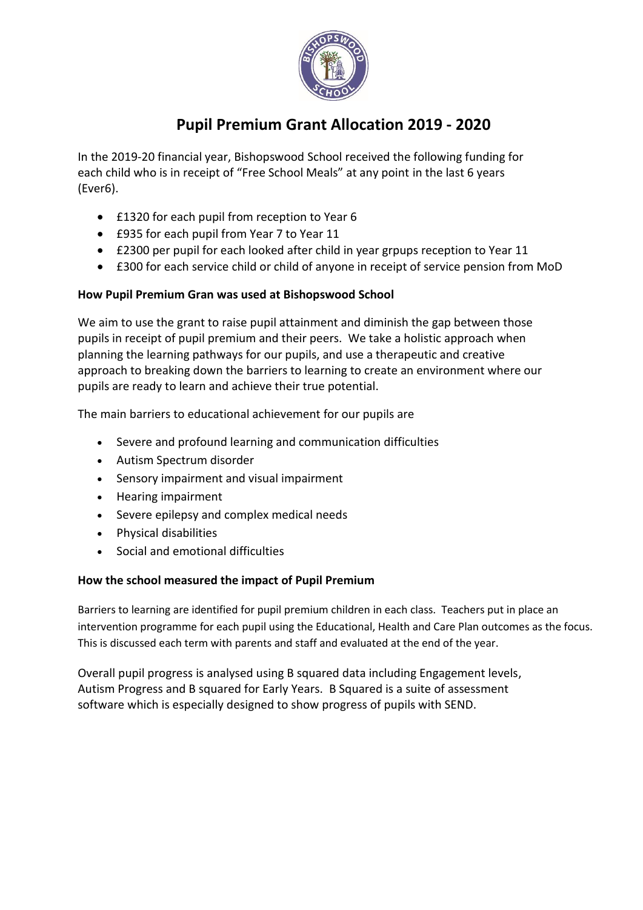# Pupil Premium Grant Allocation 2019 - 2020

In the 2019-20 financial year, Bishopswood School received the following funding for each child who is in receipt of "Free School Meals" at any point in the last 6 years (Ever6).

- £1320 for each pupil from reception to Year 6
- £935 for each pupil from Year 7 to Year 11
- £2300 per pupil for each looked after child in year grpups reception to Year 11
- £300 for each service child or child of anyone in receipt of service pension from MoD

**How Pupil Premium Gran was used at Bishopswood School**

We aim to use the grant to raise pupil attainment and diminish the gap between those pupils in receipt of pupil premium and their peers. We take a holistic approach when planning the learning pathways for our pupils, and use a therapeutic and creative approach to breaking down the barriers to learning to create an environment where our pupils are ready to learn and achieve their true potential.

The main barriers to educational achievement for our pupils are

- Severe and profound learning and communication difficulties
- Autism Spectrum disorder
- Sensory impairment and visual impairment
- Hearing impairment
- Severe epilepsy and complex medical needs
- Physical disabilities
- Social and emotional difficulties

**How the school measured the impact of Pupil Premium**

Barriers to learning are identified for pupil premium children in each class. Teachers put in place an intervention programme for each pupil using the Educational, Health and Care Plan outcomes as the focus. This is discussed each term with parents and staff and evaluated at the end of the year.

Overall pupil progress is analysed using B squared data including Engagement levels, Autism Progress and B squared for Early Years. B Squared is a suite of assessment software which is especially designed to show progress of pupils with SEND.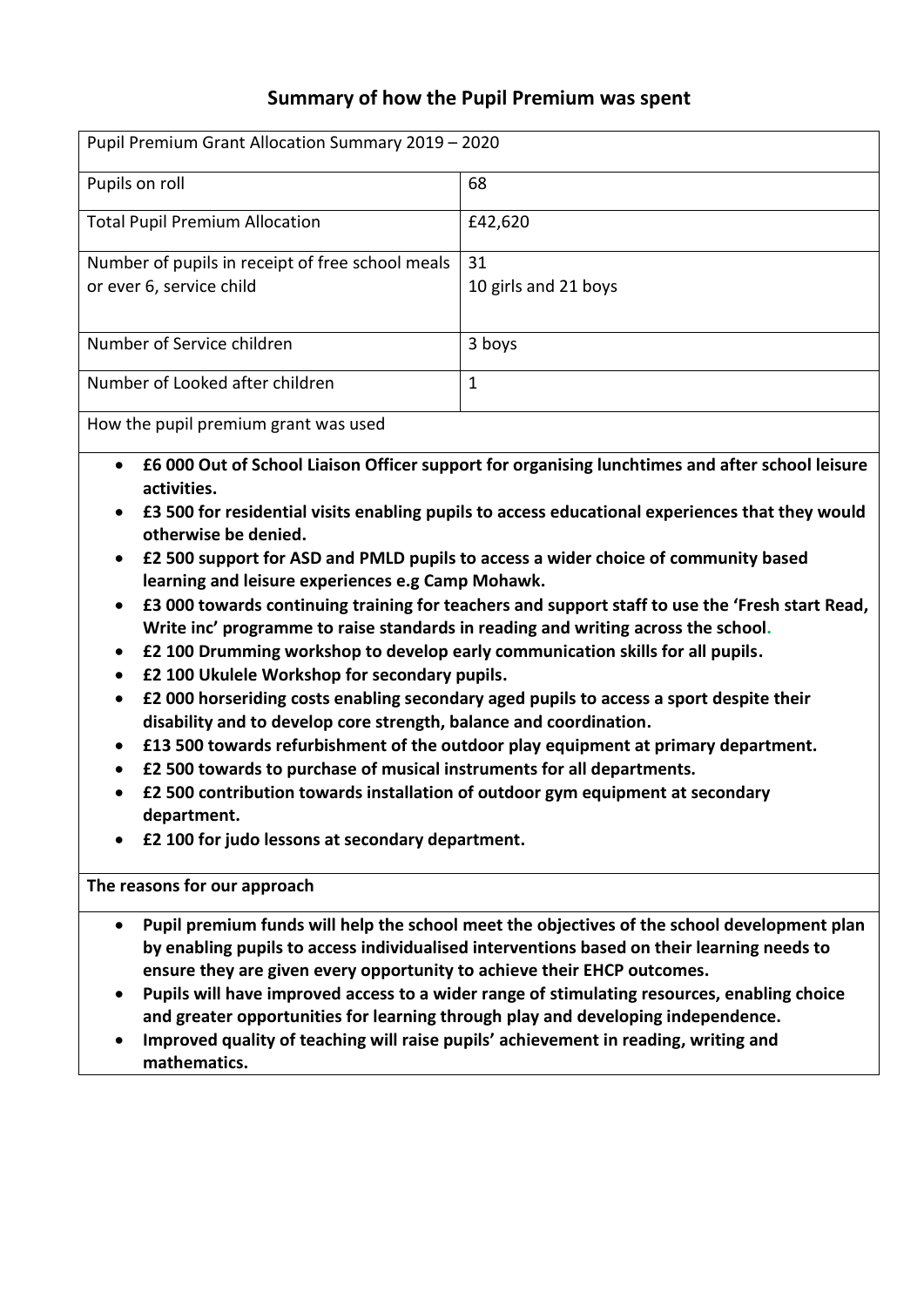## Summary of how the Pupil Premium was spent

| Pupil Premium Grant Allocation Summary 2019 – 2020 | |
|---|---|
| Pupils on roll | 68 |
| Total Pupil Premium Allocation | £42,620 |
| Number of pupils in receipt of free school meals or ever 6, service child | 31<br>10 girls and 21 boys |
| Number of Service children | 3 boys |
| Number of Looked after children | 1 |

How the pupil premium grant was used

- **£6 000 Out of School Liaison Officer support for organising lunchtimes and after school leisure activities.**
- **£3 500 for residential visits enabling pupils to access educational experiences that they would otherwise be denied.**
- **£2 500 support for ASD and PMLD pupils to access a wider choice of community based learning and leisure experiences e.g Camp Mohawk.**
- **£3 000 towards continuing training for teachers and support staff to use the 'Fresh start Read, Write inc' programme to raise standards in reading and writing across the school.**
- **£2 100 Drumming workshop to develop early communication skills for all pupils.**
- **£2 100 Ukulele Workshop for secondary pupils.**
- **£2 000 horseriding costs enabling secondary aged pupils to access a sport despite their disability and to develop core strength, balance and coordination.**
- **£13 500 towards refurbishment of the outdoor play equipment at primary department.**
- **£2 500 towards to purchase of musical instruments for all departments.**
- **£2 500 contribution towards installation of outdoor gym equipment at secondary department.**
- **£2 100 for judo lessons at secondary department.**

**The reasons for our approach**

- **Pupil premium funds will help the school meet the objectives of the school development plan by enabling pupils to access individualised interventions based on their learning needs to ensure they are given every opportunity to achieve their EHCP outcomes.**
- **Pupils will have improved access to a wider range of stimulating resources, enabling choice and greater opportunities for learning through play and developing independence.**
- **Improved quality of teaching will raise pupils' achievement in reading, writing and mathematics.**